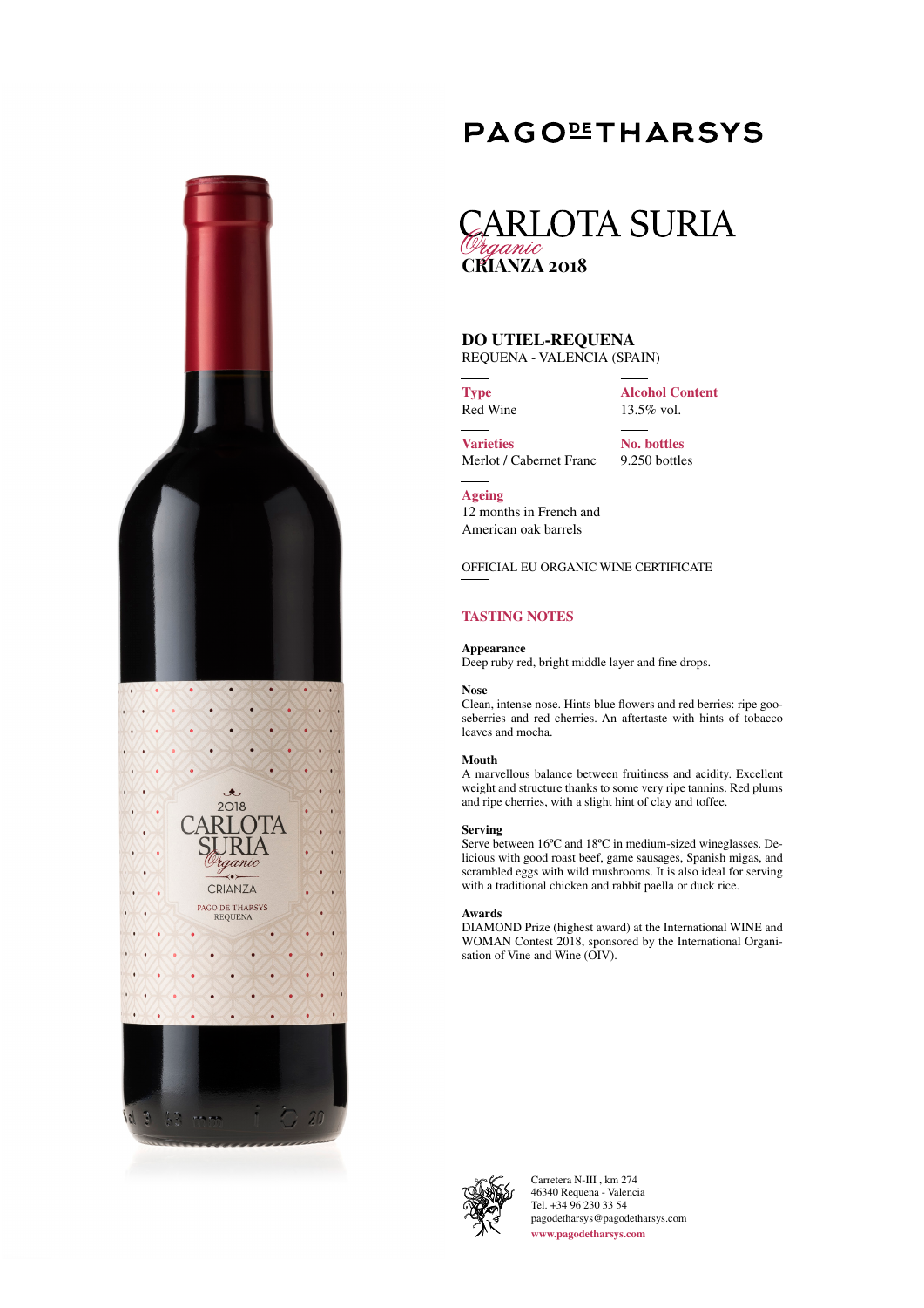# PAGO DE THARSYS

## CARLOTA SURIA

*Organic*

**CRIANZA 2018**

### DO UTIEL-REQUENA

REQUENA - VALENCIA (SPAIN)

**Type**
Red Wine

**Alcohol Content**
13.5% vol.

**Varieties**
Merlot / Cabernet Franc

**No. bottles**
9.250 bottles

**Ageing**
12 months in French and American oak barrels

OFFICIAL EU ORGANIC WINE CERTIFICATE

### TASTING NOTES

**Appearance**
Deep ruby red, bright middle layer and fine drops.

**Nose**
Clean, intense nose. Hints blue flowers and red berries: ripe gooseberries and red cherries. An aftertaste with hints of tobacco leaves and mocha.

**Mouth**
A marvellous balance between fruitiness and acidity. Excellent weight and structure thanks to some very ripe tannins. Red plums and ripe cherries, with a slight hint of clay and toffee.

**Serving**
Serve between 16ºC and 18ºC in medium-sized wineglasses. Delicious with good roast beef, game sausages, Spanish migas, and scrambled eggs with wild mushrooms. It is also ideal for serving with a traditional chicken and rabbit paella or duck rice.

**Awards**
DIAMOND Prize (highest award) at the International WINE and WOMAN Contest 2018, sponsored by the International Organisation of Vine and Wine (OIV).

Carretera N-III , km 274
46340 Requena - Valencia
Tel. +34 96 230 33 54
pagodetharsys@pagodetharsys.com
www.pagodetharsys.com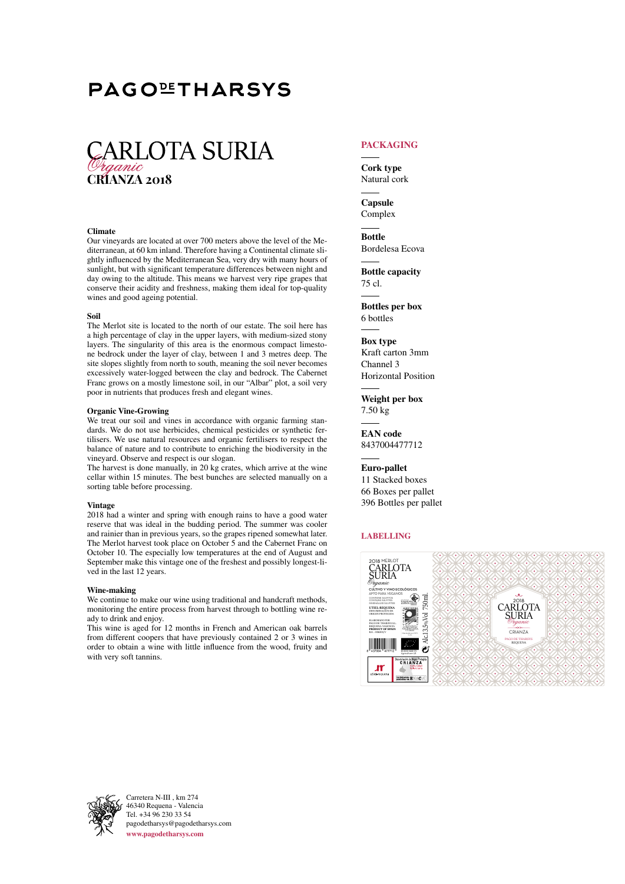# PAGO DE THARSYS

# CARLOTA SURIA

*Organic*

## CRIANZA 2018

### Climate

Our vineyards are located at over 700 meters above the level of the Mediterranean, at 60 km inland. Therefore having a Continental climate slightly influenced by the Mediterranean Sea, very dry with many hours of sunlight, but with significant temperature differences between night and day owing to the altitude. This means we harvest very ripe grapes that conserve their acidity and freshness, making them ideal for top-quality wines and good ageing potential.

### Soil

The Merlot site is located to the north of our estate. The soil here has a high percentage of clay in the upper layers, with medium-sized stony layers. The singularity of this area is the enormous compact limestone bedrock under the layer of clay, between 1 and 3 metres deep. The site slopes slightly from north to south, meaning the soil never becomes excessively water-logged between the clay and bedrock. The Cabernet Franc grows on a mostly limestone soil, in our "Albar" plot, a soil very poor in nutrients that produces fresh and elegant wines.

### Organic Vine-Growing

We treat our soil and vines in accordance with organic farming standards. We do not use herbicides, chemical pesticides or synthetic fertilisers. We use natural resources and organic fertilisers to respect the balance of nature and to contribute to enriching the biodiversity in the vineyard. Observe and respect is our slogan.

The harvest is done manually, in 20 kg crates, which arrive at the wine cellar within 15 minutes. The best bunches are selected manually on a sorting table before processing.

### Vintage

2018 had a winter and spring with enough rains to have a good water reserve that was ideal in the budding period. The summer was cooler and rainier than in previous years, so the grapes ripened somewhat later. The Merlot harvest took place on October 5 and the Cabernet Franc on October 10. The especially low temperatures at the end of August and September make this vintage one of the freshest and possibly longest-lived in the last 12 years.

### Wine-making

We continue to make our wine using traditional and handcraft methods, monitoring the entire process from harvest through to bottling wine ready to drink and enjoy.

This wine is aged for 12 months in French and American oak barrels from different coopers that have previously contained 2 or 3 wines in order to obtain a wine with little influence from the wood, fruity and with very soft tannins.

## PACKAGING

**Cork type**
Natural cork

**Capsule**
Complex

**Bottle**
Bordelesa Ecova

**Bottle capacity**
75 cl.

**Bottles per box**
6 bottles

**Box type**
Kraft carton 3mm
Channel 3
Horizontal Position

**Weight per box**
7.50 kg

**EAN code**
8437004477712

**Euro-pallet**
11 Stacked boxes
66 Boxes per pallet
396 Bottles per pallet

## LABELLING

2018 MERLOT
CARLOTA SURIA
*Organic*
CULTIVO Y VINO ECOLÓGICOS
APTO PARA VEGANOS
UTIEL-REQUENA
DENOMINACIÓN DE ORIGEN PROTEGIDA
PRODUCT OF SPAIN
Alc.13,5% Vol 750ml.
CRIANZA

2018
CARLOTA SURIA
*Organic*
CRIANZA
PAGO DE THARSYS
REQUENA

Carretera N-III , km 274
46340 Requena - Valencia
Tel. +34 96 230 33 54
pagodetharsys@pagodetharsys.com
**www.pagodetharsys.com**